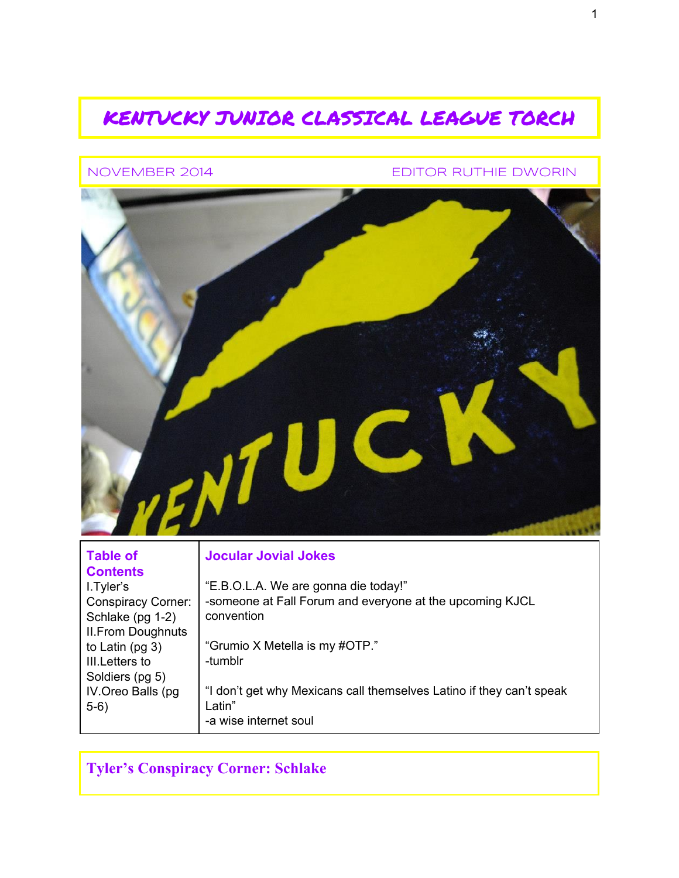# KENTUCKY JUNIOR CLASSICAL LEAGUE TORCH

NOVEMBER 2014 — EDITOR RUTHIE DWORIN

| **Table of Contents** | **Jocular Jovial Jokes** |
|---|---|
| I. Tyler's Conspiracy Corner: Schlake (pg 1-2)<br>II. From Doughnuts to Latin (pg 3)<br>III. Letters to Soldiers (pg 5)<br>IV. Oreo Balls (pg 5-6) | "E.B.O.L.A. We are gonna die today!"<br>-someone at Fall Forum and everyone at the upcoming KJCL convention<br><br>"Grumio X Metella is my #OTP."<br>-tumblr<br><br>"I don't get why Mexicans call themselves Latino if they can't speak Latin"<br>-a wise internet soul |

## Tyler's Conspiracy Corner: Schlake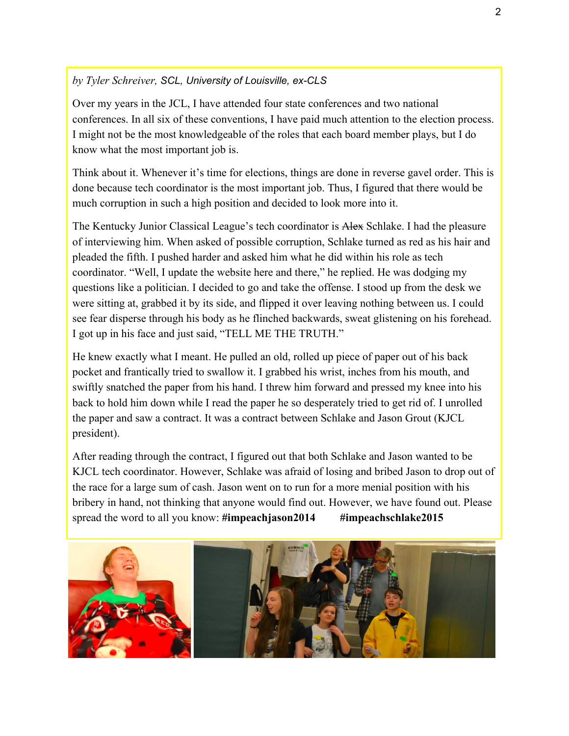*by Tyler Schreiver, SCL, University of Louisville, ex-CLS*

Over my years in the JCL, I have attended four state conferences and two national conferences. In all six of these conventions, I have paid much attention to the election process. I might not be the most knowledgeable of the roles that each board member plays, but I do know what the most important job is.

Think about it. Whenever it's time for elections, things are done in reverse gavel order. This is done because tech coordinator is the most important job. Thus, I figured that there would be much corruption in such a high position and decided to look more into it.

The Kentucky Junior Classical League's tech coordinator is ~~Alex~~ Schlake. I had the pleasure of interviewing him. When asked of possible corruption, Schlake turned as red as his hair and pleaded the fifth. I pushed harder and asked him what he did within his role as tech coordinator. "Well, I update the website here and there," he replied. He was dodging my questions like a politician. I decided to go and take the offense. I stood up from the desk we were sitting at, grabbed it by its side, and flipped it over leaving nothing between us. I could see fear disperse through his body as he flinched backwards, sweat glistening on his forehead. I got up in his face and just said, "TELL ME THE TRUTH."

He knew exactly what I meant. He pulled an old, rolled up piece of paper out of his back pocket and frantically tried to swallow it. I grabbed his wrist, inches from his mouth, and swiftly snatched the paper from his hand. I threw him forward and pressed my knee into his back to hold him down while I read the paper he so desperately tried to get rid of. I unrolled the paper and saw a contract. It was a contract between Schlake and Jason Grout (KJCL president).

After reading through the contract, I figured out that both Schlake and Jason wanted to be KJCL tech coordinator. However, Schlake was afraid of losing and bribed Jason to drop out of the race for a large sum of cash. Jason went on to run for a more menial position with his bribery in hand, not thinking that anyone would find out. However, we have found out. Please spread the word to all you know: **#impeachjason2014** **#impeachschlake2015**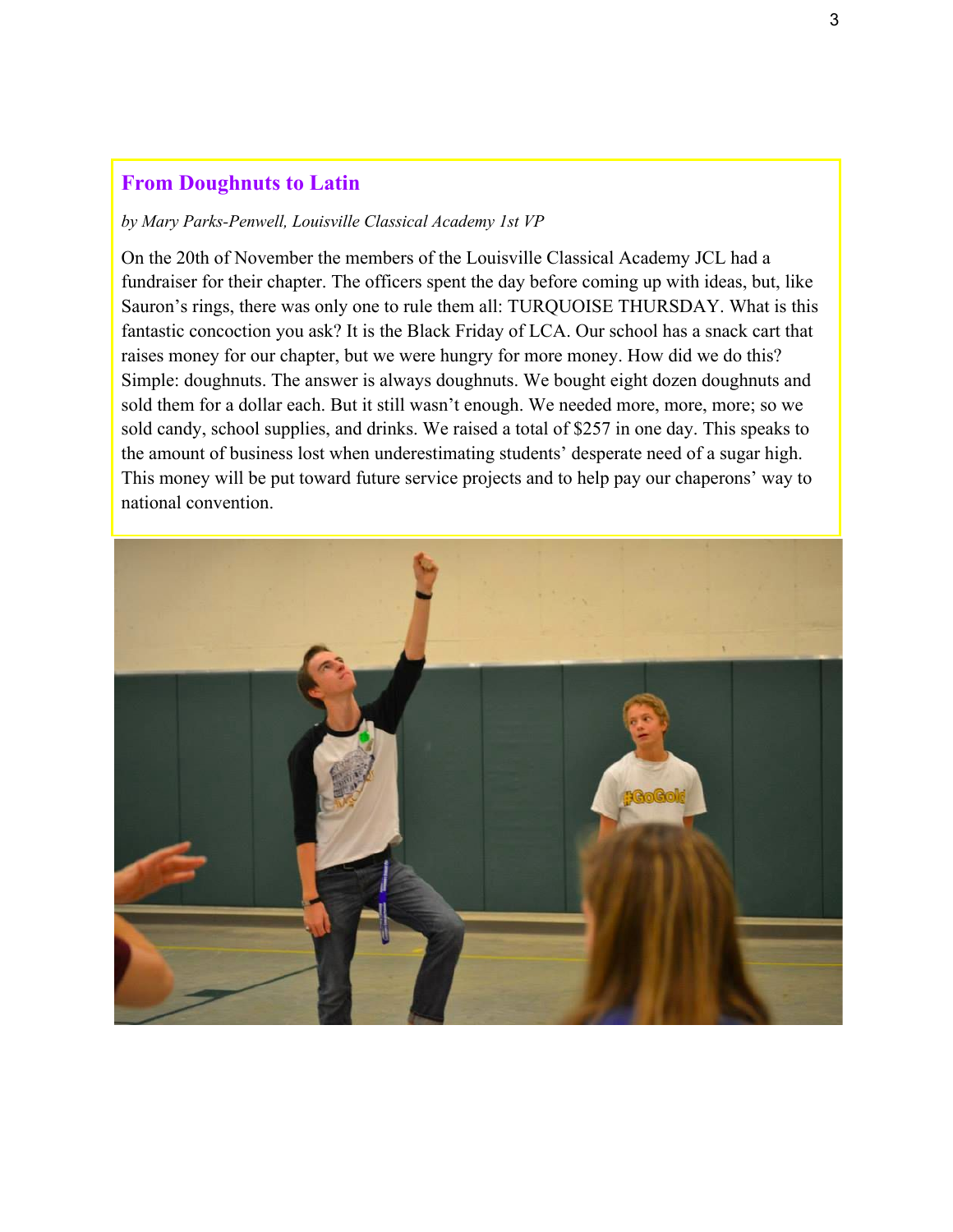## From Doughnuts to Latin

*by Mary Parks-Penwell, Louisville Classical Academy 1st VP*

On the 20th of November the members of the Louisville Classical Academy JCL had a fundraiser for their chapter. The officers spent the day before coming up with ideas, but, like Sauron's rings, there was only one to rule them all: TURQUOISE THURSDAY. What is this fantastic concoction you ask? It is the Black Friday of LCA. Our school has a snack cart that raises money for our chapter, but we were hungry for more money. How did we do this? Simple: doughnuts. The answer is always doughnuts. We bought eight dozen doughnuts and sold them for a dollar each. But it still wasn't enough. We needed more, more, more; so we sold candy, school supplies, and drinks. We raised a total of $257 in one day. This speaks to the amount of business lost when underestimating students' desperate need of a sugar high. This money will be put toward future service projects and to help pay our chaperons' way to national convention.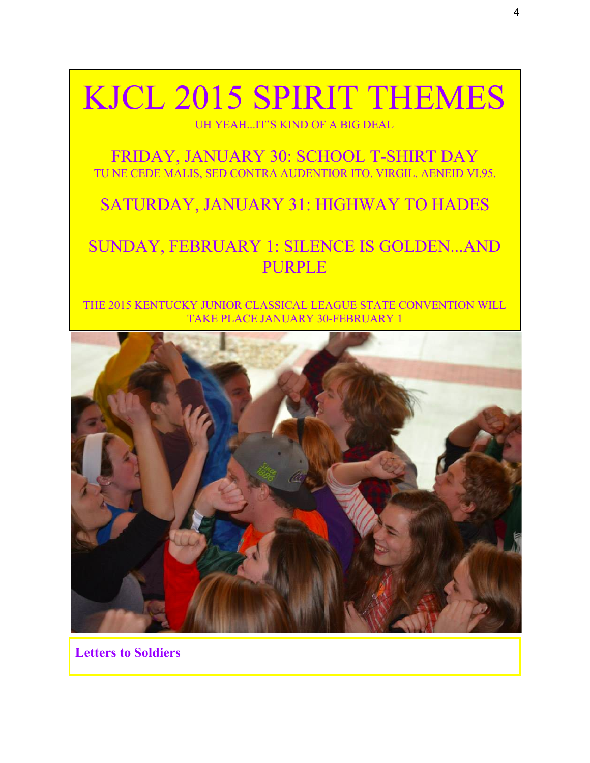# KJCL 2015 SPIRIT THEMES

UH YEAH...IT'S KIND OF A BIG DEAL

## FRIDAY, JANUARY 30: SCHOOL T-SHIRT DAY

TU NE CEDE MALIS, SED CONTRA AUDENTIOR ITO. VIRGIL. AENEID VI.95.

## SATURDAY, JANUARY 31: HIGHWAY TO HADES

## SUNDAY, FEBRUARY 1: SILENCE IS GOLDEN...AND PURPLE

THE 2015 KENTUCKY JUNIOR CLASSICAL LEAGUE STATE CONVENTION WILL TAKE PLACE JANUARY 30-FEBRUARY 1

**Letters to Soldiers**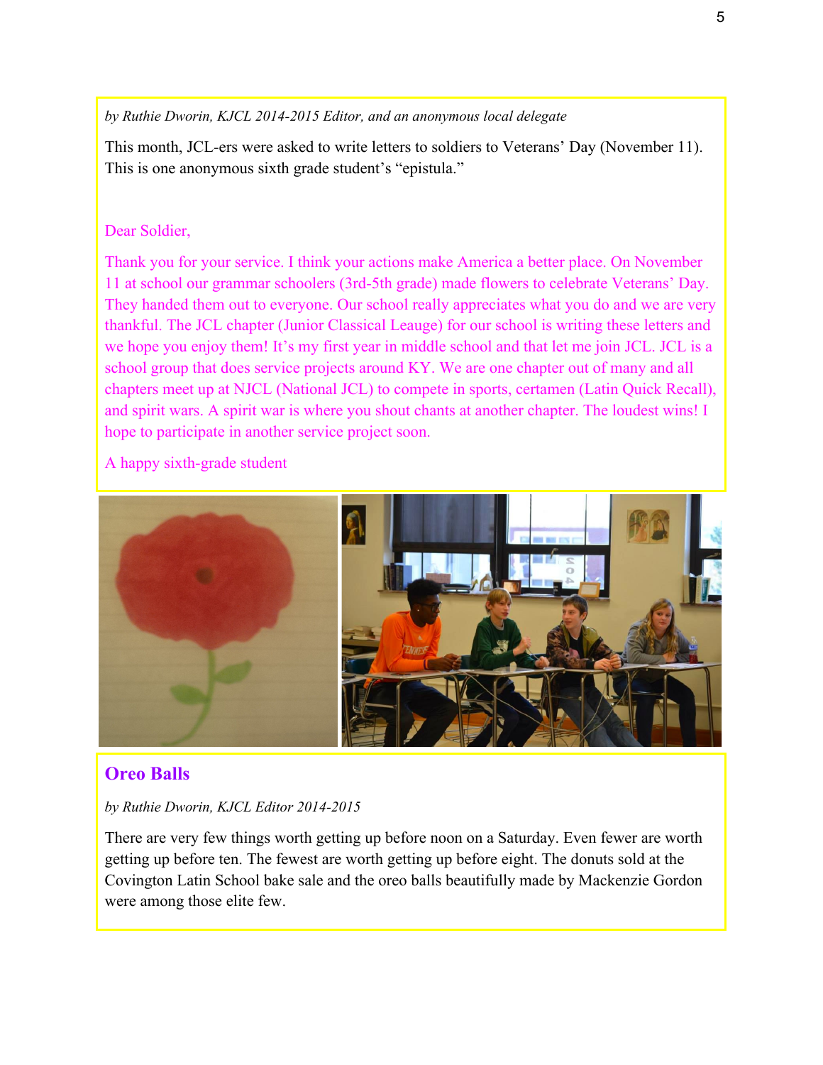*by Ruthie Dworin, KJCL 2014-2015 Editor, and an anonymous local delegate*

This month, JCL-ers were asked to write letters to soldiers to Veterans' Day (November 11). This is one anonymous sixth grade student's "epistula."

Dear Soldier,

Thank you for your service. I think your actions make America a better place. On November 11 at school our grammar schoolers (3rd-5th grade) made flowers to celebrate Veterans' Day. They handed them out to everyone. Our school really appreciates what you do and we are very thankful. The JCL chapter (Junior Classical Leauge) for our school is writing these letters and we hope you enjoy them! It's my first year in middle school and that let me join JCL. JCL is a school group that does service projects around KY. We are one chapter out of many and all chapters meet up at NJCL (National JCL) to compete in sports, certamen (Latin Quick Recall), and spirit wars. A spirit war is where you shout chants at another chapter. The loudest wins! I hope to participate in another service project soon.

A happy sixth-grade student

## Oreo Balls

*by Ruthie Dworin, KJCL Editor 2014-2015*

There are very few things worth getting up before noon on a Saturday. Even fewer are worth getting up before ten. The fewest are worth getting up before eight. The donuts sold at the Covington Latin School bake sale and the oreo balls beautifully made by Mackenzie Gordon were among those elite few.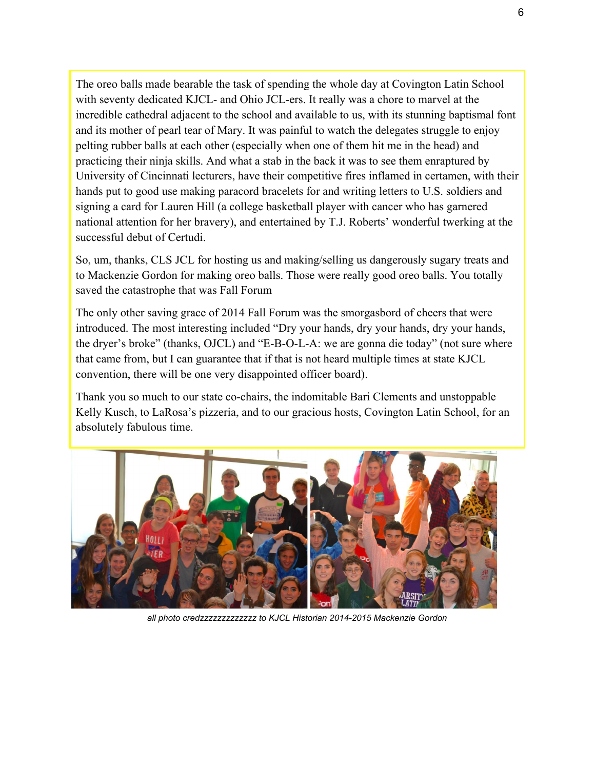The oreo balls made bearable the task of spending the whole day at Covington Latin School with seventy dedicated KJCL- and Ohio JCL-ers. It really was a chore to marvel at the incredible cathedral adjacent to the school and available to us, with its stunning baptismal font and its mother of pearl tear of Mary. It was painful to watch the delegates struggle to enjoy pelting rubber balls at each other (especially when one of them hit me in the head) and practicing their ninja skills. And what a stab in the back it was to see them enraptured by University of Cincinnati lecturers, have their competitive fires inflamed in certamen, with their hands put to good use making paracord bracelets for and writing letters to U.S. soldiers and signing a card for Lauren Hill (a college basketball player with cancer who has garnered national attention for her bravery), and entertained by T.J. Roberts' wonderful twerking at the successful debut of Certudi.

So, um, thanks, CLS JCL for hosting us and making/selling us dangerously sugary treats and to Mackenzie Gordon for making oreo balls. Those were really good oreo balls. You totally saved the catastrophe that was Fall Forum

The only other saving grace of 2014 Fall Forum was the smorgasbord of cheers that were introduced. The most interesting included "Dry your hands, dry your hands, dry your hands, the dryer's broke" (thanks, OJCL) and "E-B-O-L-A: we are gonna die today" (not sure where that came from, but I can guarantee that if that is not heard multiple times at state KJCL convention, there will be one very disappointed officer board).

Thank you so much to our state co-chairs, the indomitable Bari Clements and unstoppable Kelly Kusch, to LaRosa's pizzeria, and to our gracious hosts, Covington Latin School, for an absolutely fabulous time.

*all photo credzzzzzzzzzzzzzz to KJCL Historian 2014-2015 Mackenzie Gordon*